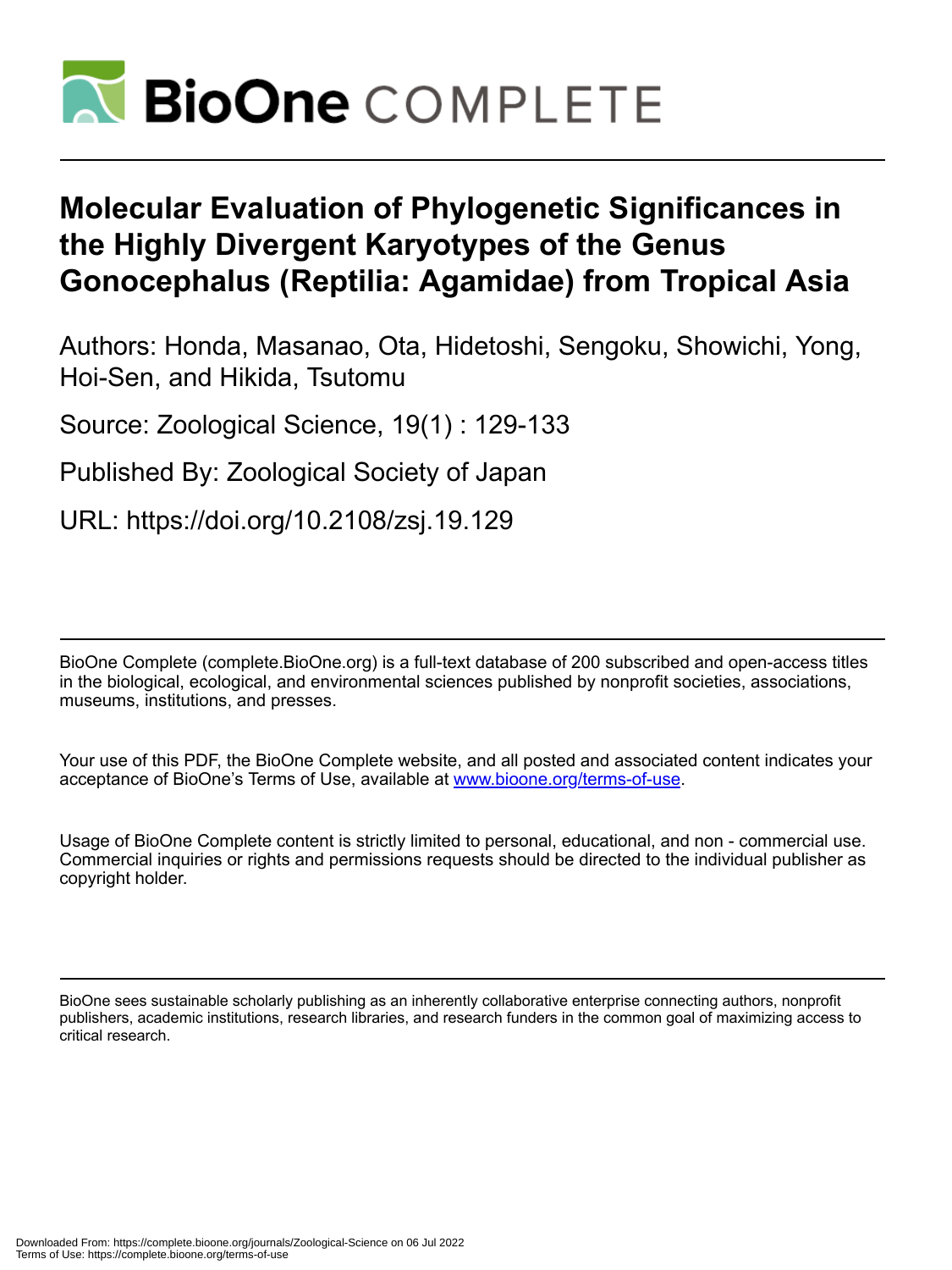# Molecular Evaluation of Phylogenetic Significances in the Highly Divergent Karyotypes of the Genus Gonocephalus (Reptilia: Agamidae) from Tropical Asia

Authors: Honda, Masanao, Ota, Hidetoshi, Sengoku, Showichi, Yong, Hoi-Sen, and Hikida, Tsutomu

Source: Zoological Science, 19(1) : 129-133

Published By: Zoological Society of Japan

URL: https://doi.org/10.2108/zsj.19.129

BioOne Complete (complete.BioOne.org) is a full-text database of 200 subscribed and open-access titles in the biological, ecological, and environmental sciences published by nonprofit societies, associations, museums, institutions, and presses.

Your use of this PDF, the BioOne Complete website, and all posted and associated content indicates your acceptance of BioOne's Terms of Use, available at www.bioone.org/terms-of-use.

Usage of BioOne Complete content is strictly limited to personal, educational, and non - commercial use. Commercial inquiries or rights and permissions requests should be directed to the individual publisher as copyright holder.

BioOne sees sustainable scholarly publishing as an inherently collaborative enterprise connecting authors, nonprofit publishers, academic institutions, research libraries, and research funders in the common goal of maximizing access to critical research.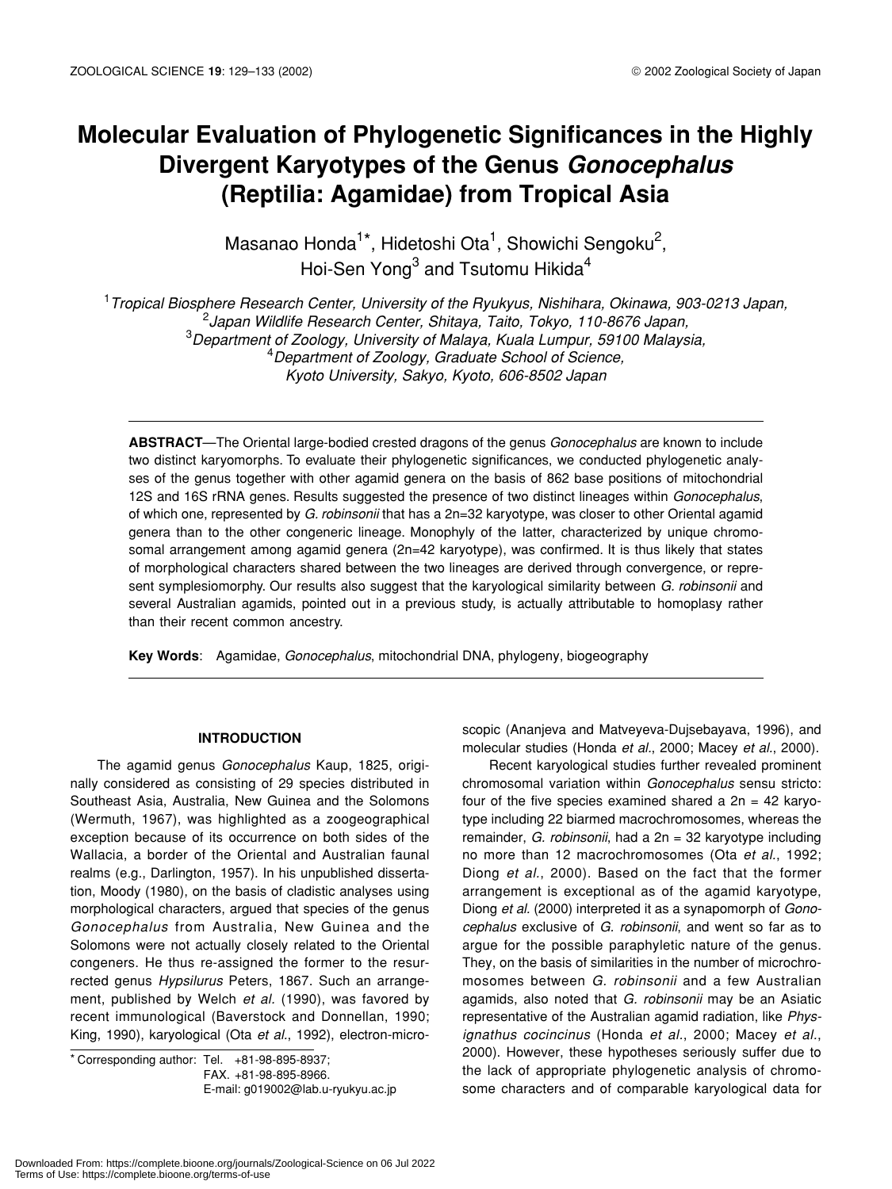# Molecular Evaluation of Phylogenetic Significances in the Highly Divergent Karyotypes of the Genus *Gonocephalus* (Reptilia: Agamidae) from Tropical Asia

Masanao Honda[1*], Hidetoshi Ota[1], Showichi Sengoku[2], Hoi-Sen Yong[3] and Tsutomu Hikida[4]

[1]*Tropical Biosphere Research Center, University of the Ryukyus, Nishihara, Okinawa, 903-0213 Japan,*
[2]*Japan Wildlife Research Center, Shitaya, Taito, Tokyo, 110-8676 Japan,*
[3]*Department of Zoology, University of Malaya, Kuala Lumpur, 59100 Malaysia,*
[4]*Department of Zoology, Graduate School of Science, Kyoto University, Sakyo, Kyoto, 606-8502 Japan*

**ABSTRACT**—The Oriental large-bodied crested dragons of the genus *Gonocephalus* are known to include two distinct karyomorphs. To evaluate their phylogenetic significances, we conducted phylogenetic analyses of the genus together with other agamid genera on the basis of 862 base positions of mitochondrial 12S and 16S rRNA genes. Results suggested the presence of two distinct lineages within *Gonocephalus*, of which one, represented by *G. robinsonii* that has a 2n=32 karyotype, was closer to other Oriental agamid genera than to the other congeneric lineage. Monophyly of the latter, characterized by unique chromosomal arrangement among agamid genera (2n=42 karyotype), was confirmed. It is thus likely that states of morphological characters shared between the two lineages are derived through convergence, or represent symplesiomorphy. Our results also suggest that the karyological similarity between *G. robinsonii* and several Australian agamids, pointed out in a previous study, is actually attributable to homoplasy rather than their recent common ancestry.

**Key Words**: Agamidae, *Gonocephalus*, mitochondrial DNA, phylogeny, biogeography

## INTRODUCTION

The agamid genus *Gonocephalus* Kaup, 1825, originally considered as consisting of 29 species distributed in Southeast Asia, Australia, New Guinea and the Solomons (Wermuth, 1967), was highlighted as a zoogeographical exception because of its occurrence on both sides of the Wallacia, a border of the Oriental and Australian faunal realms (e.g., Darlington, 1957). In his unpublished dissertation, Moody (1980), on the basis of cladistic analyses using morphological characters, argued that species of the genus *Gonocephalus* from Australia, New Guinea and the Solomons were not actually closely related to the Oriental congeners. He thus re-assigned the former to the resurrected genus *Hypsilurus* Peters, 1867. Such an arrangement, published by Welch *et al.* (1990), was favored by recent immunological (Baverstock and Donnellan, 1990; King, 1990), karyological (Ota *et al.*, 1992), electron-microscopic (Ananjeva and Matveyeva-Dujsebayava, 1996), and molecular studies (Honda *et al.*, 2000; Macey *et al.*, 2000).

Recent karyological studies further revealed prominent chromosomal variation within *Gonocephalus* sensu stricto: four of the five species examined shared a 2n = 42 karyotype including 22 biarmed macrochromosomes, whereas the remainder, *G. robinsonii*, had a 2n = 32 karyotype including no more than 12 macrochromosomes (Ota *et al.*, 1992; Diong *et al.*, 2000). Based on the fact that the former arrangement is exceptional as of the agamid karyotype, Diong *et al.* (2000) interpreted it as a synapomorph of *Gonocephalus* exclusive of *G. robinsonii*, and went so far as to argue for the possible paraphyletic nature of the genus. They, on the basis of similarities in the number of microchromosomes between *G. robinsonii* and a few Australian agamids, also noted that *G. robinsonii* may be an Asiatic representative of the Australian agamid radiation, like *Physignathus cocincinus* (Honda *et al.*, 2000; Macey *et al.*, 2000). However, these hypotheses seriously suffer due to the lack of appropriate phylogenetic analysis of chromosome characters and of comparable karyological data for

* Corresponding author: Tel. +81-98-895-8937;
FAX. +81-98-895-8966.
E-mail: g019002@lab.u-ryukyu.ac.jp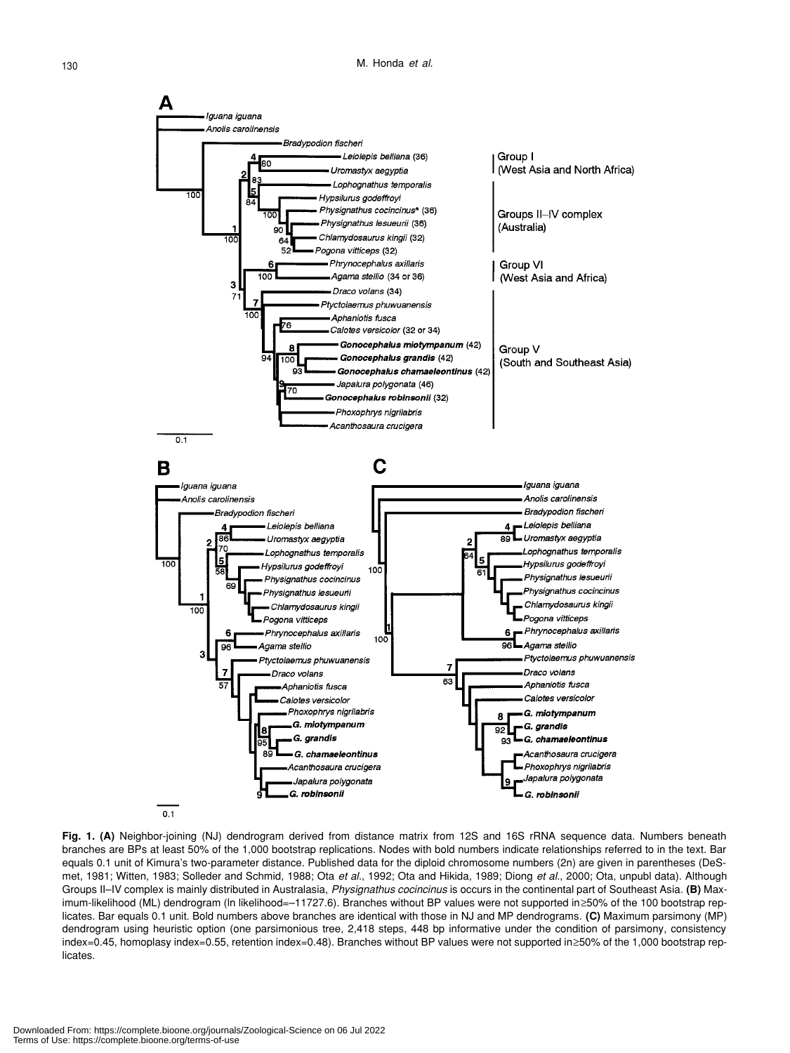**Fig. 1. (A)** Neighbor-joining (NJ) dendrogram derived from distance matrix from 12S and 16S rRNA sequence data. Numbers beneath branches are BPs at least 50% of the 1,000 bootstrap replications. Nodes with bold numbers indicate relationships referred to in the text. Bar equals 0.1 unit of Kimura's two-parameter distance. Published data for the diploid chromosome numbers (2n) are given in parentheses (DeSmet, 1981; Witten, 1983; Solleder and Schmid, 1988; Ota *et al.*, 1992; Ota and Hikida, 1989; Diong *et al.*, 2000; Ota, unpubl data). Although Groups II–IV complex is mainly distributed in Australasia, *Physignathus cocincinus* is occurs in the continental part of Southeast Asia. **(B)** Maximum-likelihood (ML) dendrogram (ln likelihood=–11727.6). Branches without BP values were not supported in≥50% of the 100 bootstrap replicates. Bar equals 0.1 unit. Bold numbers above branches are identical with those in NJ and MP dendrograms. **(C)** Maximum parsimony (MP) dendrogram using heuristic option (one parsimonious tree, 2,418 steps, 448 bp informative under the condition of parsimony, consistency index=0.45, homoplasy index=0.55, retention index=0.48). Branches without BP values were not supported in≥50% of the 1,000 bootstrap replicates.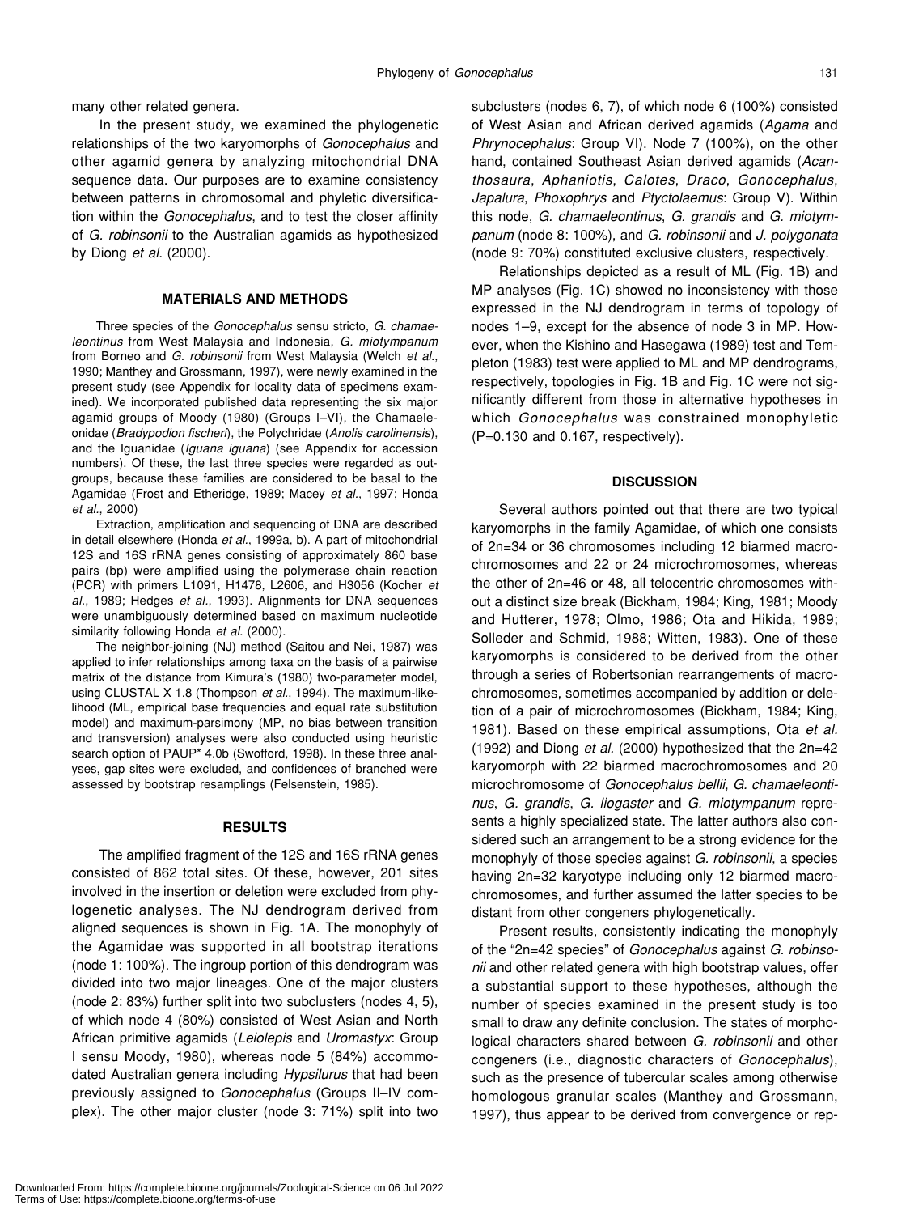many other related genera.

In the present study, we examined the phylogenetic relationships of the two karyomorphs of *Gonocephalus* and other agamid genera by analyzing mitochondrial DNA sequence data. Our purposes are to examine consistency between patterns in chromosomal and phyletic diversification within the *Gonocephalus*, and to test the closer affinity of *G. robinsonii* to the Australian agamids as hypothesized by Diong *et al.* (2000).

## MATERIALS AND METHODS

Three species of the *Gonocephalus* sensu stricto, *G. chamaeleontinus* from West Malaysia and Indonesia, *G. miotympanum* from Borneo and *G. robinsonii* from West Malaysia (Welch *et al*., 1990; Manthey and Grossmann, 1997), were newly examined in the present study (see Appendix for locality data of specimens examined). We incorporated published data representing the six major agamid groups of Moody (1980) (Groups I–VI), the Chamaeleonidae (*Bradypodion fischeri*), the Polychridae (*Anolis carolinensis*), and the Iguanidae (*Iguana iguana*) (see Appendix for accession numbers). Of these, the last three species were regarded as outgroups, because these families are considered to be basal to the Agamidae (Frost and Etheridge, 1989; Macey *et al*., 1997; Honda *et al*., 2000)

Extraction, amplification and sequencing of DNA are described in detail elsewhere (Honda *et al*., 1999a, b). A part of mitochondrial 12S and 16S rRNA genes consisting of approximately 860 base pairs (bp) were amplified using the polymerase chain reaction (PCR) with primers L1091, H1478, L2606, and H3056 (Kocher *et al*., 1989; Hedges *et al*., 1993). Alignments for DNA sequences were unambiguously determined based on maximum nucleotide similarity following Honda *et al.* (2000).

The neighbor-joining (NJ) method (Saitou and Nei, 1987) was applied to infer relationships among taxa on the basis of a pairwise matrix of the distance from Kimura's (1980) two-parameter model, using CLUSTAL X 1.8 (Thompson *et al*., 1994). The maximum-likelihood (ML, empirical base frequencies and equal rate substitution model) and maximum-parsimony (MP, no bias between transition and transversion) analyses were also conducted using heuristic search option of PAUP* 4.0b (Swofford, 1998). In these three analyses, gap sites were excluded, and confidences of branched were assessed by bootstrap resamplings (Felsenstein, 1985).

## RESULTS

The amplified fragment of the 12S and 16S rRNA genes consisted of 862 total sites. Of these, however, 201 sites involved in the insertion or deletion were excluded from phylogenetic analyses. The NJ dendrogram derived from aligned sequences is shown in Fig. 1A. The monophyly of the Agamidae was supported in all bootstrap iterations (node 1: 100%). The ingroup portion of this dendrogram was divided into two major lineages. One of the major clusters (node 2: 83%) further split into two subclusters (nodes 4, 5), of which node 4 (80%) consisted of West Asian and North African primitive agamids (*Leiolepis* and *Uromastyx*: Group I sensu Moody, 1980), whereas node 5 (84%) accommodated Australian genera including *Hypsilurus* that had been previously assigned to *Gonocephalus* (Groups II–IV complex). The other major cluster (node 3: 71%) split into two subclusters (nodes 6, 7), of which node 6 (100%) consisted of West Asian and African derived agamids (*Agama* and *Phrynocephalus*: Group VI). Node 7 (100%), on the other hand, contained Southeast Asian derived agamids (*Acanthosaura*, *Aphaniotis*, *Calotes*, *Draco*, *Gonocephalus*, *Japalura*, *Phoxophrys* and *Ptyctolaemus*: Group V). Within this node, *G. chamaeleontinus*, *G. grandis* and *G. miotympanum* (node 8: 100%), and *G. robinsonii* and *J. polygonata* (node 9: 70%) constituted exclusive clusters, respectively.

Relationships depicted as a result of ML (Fig. 1B) and MP analyses (Fig. 1C) showed no inconsistency with those expressed in the NJ dendrogram in terms of topology of nodes 1–9, except for the absence of node 3 in MP. However, when the Kishino and Hasegawa (1989) test and Templeton (1983) test were applied to ML and MP dendrograms, respectively, topologies in Fig. 1B and Fig. 1C were not significantly different from those in alternative hypotheses in which *Gonocephalus* was constrained monophyletic ($P$=0.130 and 0.167, respectively).

## DISCUSSION

Several authors pointed out that there are two typical karyomorphs in the family Agamidae, of which one consists of 2n=34 or 36 chromosomes including 12 biarmed macrochromosomes and 22 or 24 microchromosomes, whereas the other of 2n=46 or 48, all telocentric chromosomes without a distinct size break (Bickham, 1984; King, 1981; Moody and Hutterer, 1978; Olmo, 1986; Ota and Hikida, 1989; Solleder and Schmid, 1988; Witten, 1983). One of these karyomorphs is considered to be derived from the other through a series of Robertsonian rearrangements of macrochromosomes, sometimes accompanied by addition or deletion of a pair of microchromosomes (Bickham, 1984; King, 1981). Based on these empirical assumptions, Ota *et al.* (1992) and Diong *et al.* (2000) hypothesized that the 2n=42 karyomorph with 22 biarmed macrochromosomes and 20 microchromosome of *Gonocephalus bellii*, *G. chamaeleontinus*, *G. grandis*, *G. liogaster* and *G. miotympanum* represents a highly specialized state. The latter authors also considered such an arrangement to be a strong evidence for the monophyly of those species against *G. robinsonii*, a species having 2n=32 karyotype including only 12 biarmed macrochromosomes, and further assumed the latter species to be distant from other congeners phylogenetically.

Present results, consistently indicating the monophyly of the "2n=42 species" of *Gonocephalus* against *G. robinsonii* and other related genera with high bootstrap values, offer a substantial support to these hypotheses, although the number of species examined in the present study is too small to draw any definite conclusion. The states of morphological characters shared between *G. robinsonii* and other congeners (i.e., diagnostic characters of *Gonocephalus*), such as the presence of tubercular scales among otherwise homologous granular scales (Manthey and Grossmann, 1997), thus appear to be derived from convergence or rep-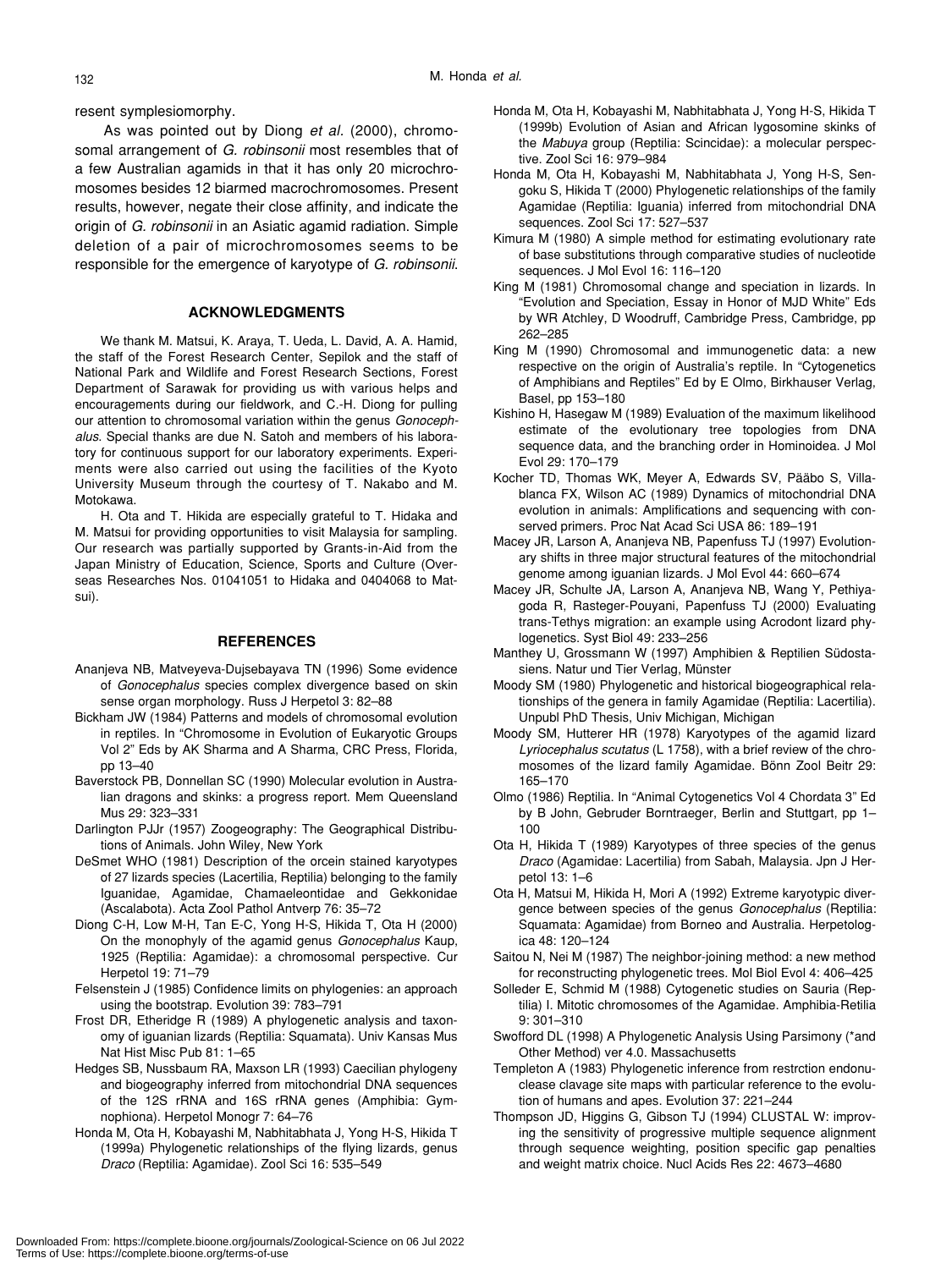resent symplesiomorphy.

As was pointed out by Diong *et al.* (2000), chromosomal arrangement of *G. robinsonii* most resembles that of a few Australian agamids in that it has only 20 microchromosomes besides 12 biarmed macrochromosomes. Present results, however, negate their close affinity, and indicate the origin of *G. robinsonii* in an Asiatic agamid radiation. Simple deletion of a pair of microchromosomes seems to be responsible for the emergence of karyotype of *G. robinsonii*.

## ACKNOWLEDGMENTS

We thank M. Matsui, K. Araya, T. Ueda, L. David, A. A. Hamid, the staff of the Forest Research Center, Sepilok and the staff of National Park and Wildlife and Forest Research Sections, Forest Department of Sarawak for providing us with various helps and encouragements during our fieldwork, and C.-H. Diong for pulling our attention to chromosomal variation within the genus *Gonocephalus*. Special thanks are due N. Satoh and members of his laboratory for continuous support for our laboratory experiments. Experiments were also carried out using the facilities of the Kyoto University Museum through the courtesy of T. Nakabo and M. Motokawa.

H. Ota and T. Hikida are especially grateful to T. Hidaka and M. Matsui for providing opportunities to visit Malaysia for sampling. Our research was partially supported by Grants-in-Aid from the Japan Ministry of Education, Science, Sports and Culture (Overseas Researches Nos. 01041051 to Hidaka and 0404068 to Matsui).

## REFERENCES

Ananjeva NB, Matveyeva-Dujsebayava TN (1996) Some evidence of *Gonocephalus* species complex divergence based on skin sense organ morphology. Russ J Herpetol 3: 82–88

Bickham JW (1984) Patterns and models of chromosomal evolution in reptiles. In "Chromosome in Evolution of Eukaryotic Groups Vol 2" Eds by AK Sharma and A Sharma, CRC Press, Florida, pp 13–40

Baverstock PB, Donnellan SC (1990) Molecular evolution in Australian dragons and skinks: a progress report. Mem Queensland Mus 29: 323–331

Darlington PJJr (1957) Zoogeography: The Geographical Distributions of Animals. John Wiley, New York

DeSmet WHO (1981) Description of the orcein stained karyotypes of 27 lizards species (Lacertilia, Reptilia) belonging to the family Iguanidae, Agamidae, Chamaeleontidae and Gekkonidae (Ascalabota). Acta Zool Pathol Antverp 76: 35–72

Diong C-H, Low M-H, Tan E-C, Yong H-S, Hikida T, Ota H (2000) On the monophyly of the agamid genus *Gonocephalus* Kaup, 1925 (Reptilia: Agamidae): a chromosomal perspective. Cur Herpetol 19: 71–79

Felsenstein J (1985) Confidence limits on phylogenies: an approach using the bootstrap. Evolution 39: 783–791

Frost DR, Etheridge R (1989) A phylogenetic analysis and taxonomy of iguanian lizards (Reptilia: Squamata). Univ Kansas Mus Nat Hist Misc Pub 81: 1–65

Hedges SB, Nussbaum RA, Maxson LR (1993) Caecilian phylogeny and biogeography inferred from mitochondrial DNA sequences of the 12S rRNA and 16S rRNA genes (Amphibia: Gymnophiona). Herpetol Monogr 7: 64–76

Honda M, Ota H, Kobayashi M, Nabhitabhata J, Yong H-S, Hikida T (1999a) Phylogenetic relationships of the flying lizards, genus *Draco* (Reptilia: Agamidae). Zool Sci 16: 535–549

Honda M, Ota H, Kobayashi M, Nabhitabhata J, Yong H-S, Hikida T (1999b) Evolution of Asian and African lygosomine skinks of the *Mabuya* group (Reptilia: Scincidae): a molecular perspective. Zool Sci 16: 979–984

Honda M, Ota H, Kobayashi M, Nabhitabhata J, Yong H-S, Sengoku S, Hikida T (2000) Phylogenetic relationships of the family Agamidae (Reptilia: Iguania) inferred from mitochondrial DNA sequences. Zool Sci 17: 527–537

Kimura M (1980) A simple method for estimating evolutionary rate of base substitutions through comparative studies of nucleotide sequences. J Mol Evol 16: 116–120

King M (1981) Chromosomal change and speciation in lizards. In "Evolution and Speciation, Essay in Honor of MJD White" Eds by WR Atchley, D Woodruff, Cambridge Press, Cambridge, pp 262–285

King M (1990) Chromosomal and immunogenetic data: a new respective on the origin of Australia's reptile. In "Cytogenetics of Amphibians and Reptiles" Ed by E Olmo, Birkhauser Verlag, Basel, pp 153–180

Kishino H, Hasegaw M (1989) Evaluation of the maximum likelihood estimate of the evolutionary tree topologies from DNA sequence data, and the branching order in Hominoidea. J Mol Evol 29: 170–179

Kocher TD, Thomas WK, Meyer A, Edwards SV, Pääbo S, Villablanca FX, Wilson AC (1989) Dynamics of mitochondrial DNA evolution in animals: Amplifications and sequencing with conserved primers. Proc Nat Acad Sci USA 86: 189–191

Macey JR, Larson A, Ananjeva NB, Papenfuss TJ (1997) Evolutionary shifts in three major structural features of the mitochondrial genome among iguanian lizards. J Mol Evol 44: 660–674

Macey JR, Schulte JA, Larson A, Ananjeva NB, Wang Y, Pethiyagoda R, Rasteger-Pouyani, Papenfuss TJ (2000) Evaluating trans-Tethys migration: an example using Acrodont lizard phylogenetics. Syst Biol 49: 233–256

Manthey U, Grossmann W (1997) Amphibien & Reptilien Südostasiens. Natur und Tier Verlag, Münster

Moody SM (1980) Phylogenetic and historical biogeographical relationships of the genera in family Agamidae (Reptilia: Lacertilia). Unpubl PhD Thesis, Univ Michigan, Michigan

Moody SM, Hutterer HR (1978) Karyotypes of the agamid lizard *Lyriocephalus scutatus* (L 1758), with a brief review of the chromosomes of the lizard family Agamidae. Bönn Zool Beitr 29: 165–170

Olmo (1986) Reptilia. In "Animal Cytogenetics Vol 4 Chordata 3" Ed by B John, Gebruder Borntraeger, Berlin and Stuttgart, pp 1–100

Ota H, Hikida T (1989) Karyotypes of three species of the genus *Draco* (Agamidae: Lacertilia) from Sabah, Malaysia. Jpn J Herpetol 13: 1–6

Ota H, Matsui M, Hikida H, Mori A (1992) Extreme karyotypic divergence between species of the genus *Gonocephalus* (Reptilia: Squamata: Agamidae) from Borneo and Australia. Herpetologica 48: 120–124

Saitou N, Nei M (1987) The neighbor-joining method: a new method for reconstructing phylogenetic trees. Mol Biol Evol 4: 406–425

Solleder E, Schmid M (1988) Cytogenetic studies on Sauria (Reptilia) I. Mitotic chromosomes of the Agamidae. Amphibia-Retilia 9: 301–310

Swofford DL (1998) A Phylogenetic Analysis Using Parsimony (*and Other Method) ver 4.0. Massachusetts

Templeton A (1983) Phylogenetic inference from restrction endonuclease clavage site maps with particular reference to the evolution of humans and apes. Evolution 37: 221–244

Thompson JD, Higgins G, Gibson TJ (1994) CLUSTAL W: improving the sensitivity of progressive multiple sequence alignment through sequence weighting, position specific gap penalties and weight matrix choice. Nucl Acids Res 22: 4673–4680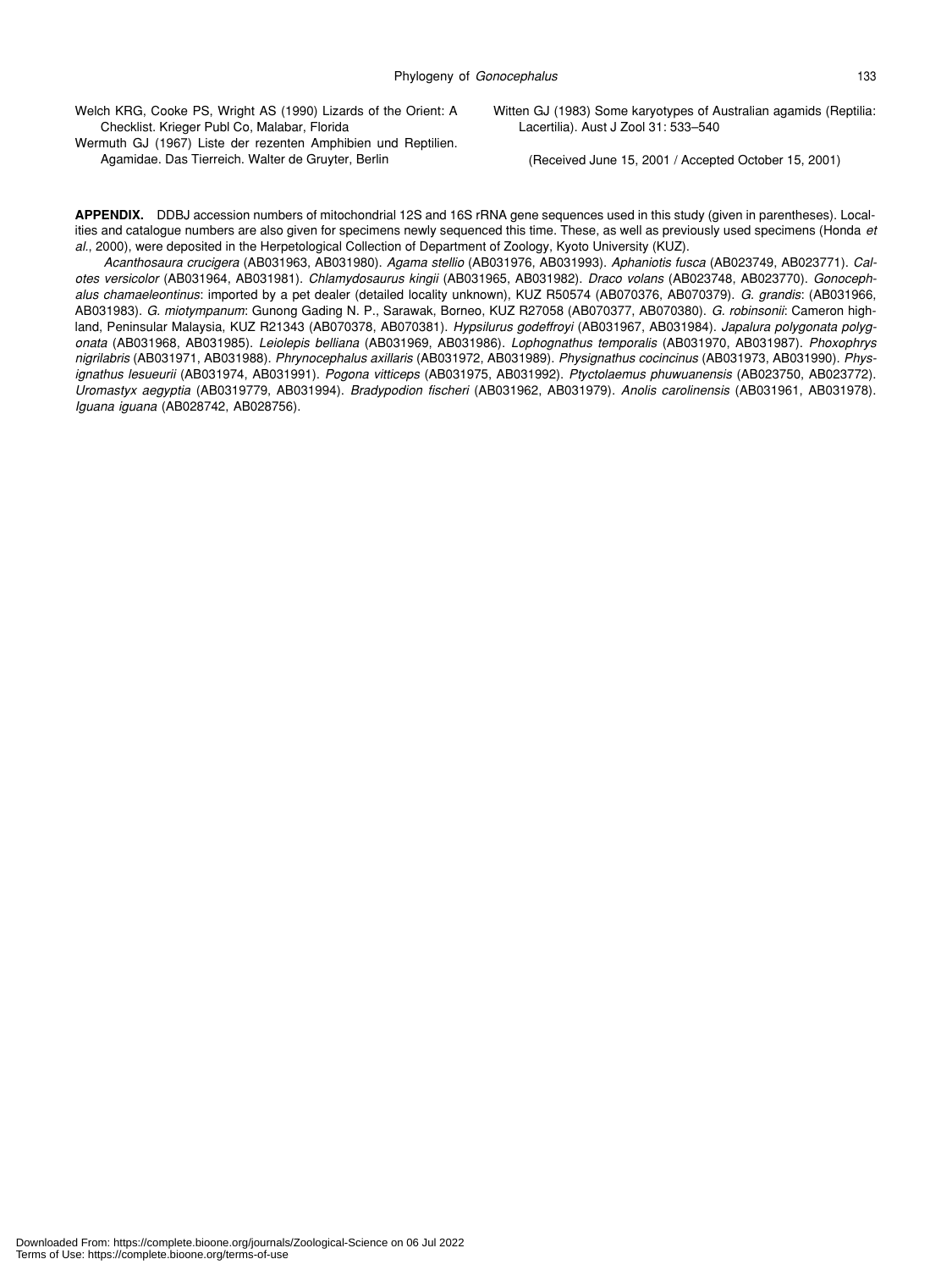Welch KRG, Cooke PS, Wright AS (1990) Lizards of the Orient: A Checklist. Krieger Publ Co, Malabar, Florida

Wermuth GJ (1967) Liste der rezenten Amphibien und Reptilien. Agamidae. Das Tierreich. Walter de Gruyter, Berlin

Witten GJ (1983) Some karyotypes of Australian agamids (Reptilia: Lacertilia). Aust J Zool 31: 533–540

(Received June 15, 2001 / Accepted October 15, 2001)

**APPENDIX.** DDBJ accession numbers of mitochondrial 12S and 16S rRNA gene sequences used in this study (given in parentheses). Localities and catalogue numbers are also given for specimens newly sequenced this time. These, as well as previously used specimens (Honda *et al*., 2000), were deposited in the Herpetological Collection of Department of Zoology, Kyoto University (KUZ).

*Acanthosaura crucigera* (AB031963, AB031980). *Agama stellio* (AB031976, AB031993). *Aphaniotis fusca* (AB023749, AB023771). *Calotes versicolor* (AB031964, AB031981). *Chlamydosaurus kingii* (AB031965, AB031982). *Draco volans* (AB023748, AB023770). *Gonocephalus chamaeleontinus*: imported by a pet dealer (detailed locality unknown), KUZ R50574 (AB070376, AB070379). *G. grandis*: (AB031966, AB031983). *G. miotympanum*: Gunong Gading N. P., Sarawak, Borneo, KUZ R27058 (AB070377, AB070380). *G. robinsonii*: Cameron highland, Peninsular Malaysia, KUZ R21343 (AB070378, AB070381). *Hypsilurus godeffroyi* (AB031967, AB031984). *Japalura polygonata polygonata* (AB031968, AB031985). *Leiolepis belliana* (AB031969, AB031986). *Lophognathus temporalis* (AB031970, AB031987). *Phoxophrys nigrilabris* (AB031971, AB031988). *Phrynocephalus axillaris* (AB031972, AB031989). *Physignathus cocincinus* (AB031973, AB031990). *Physignathus lesueurii* (AB031974, AB031991). *Pogona vitticeps* (AB031975, AB031992). *Ptyctolaemus phuwuanensis* (AB023750, AB023772). *Uromastyx aegyptia* (AB0319779, AB031994). *Bradypodion fischeri* (AB031962, AB031979). *Anolis carolinensis* (AB031961, AB031978). *Iguana iguana* (AB028742, AB028756).